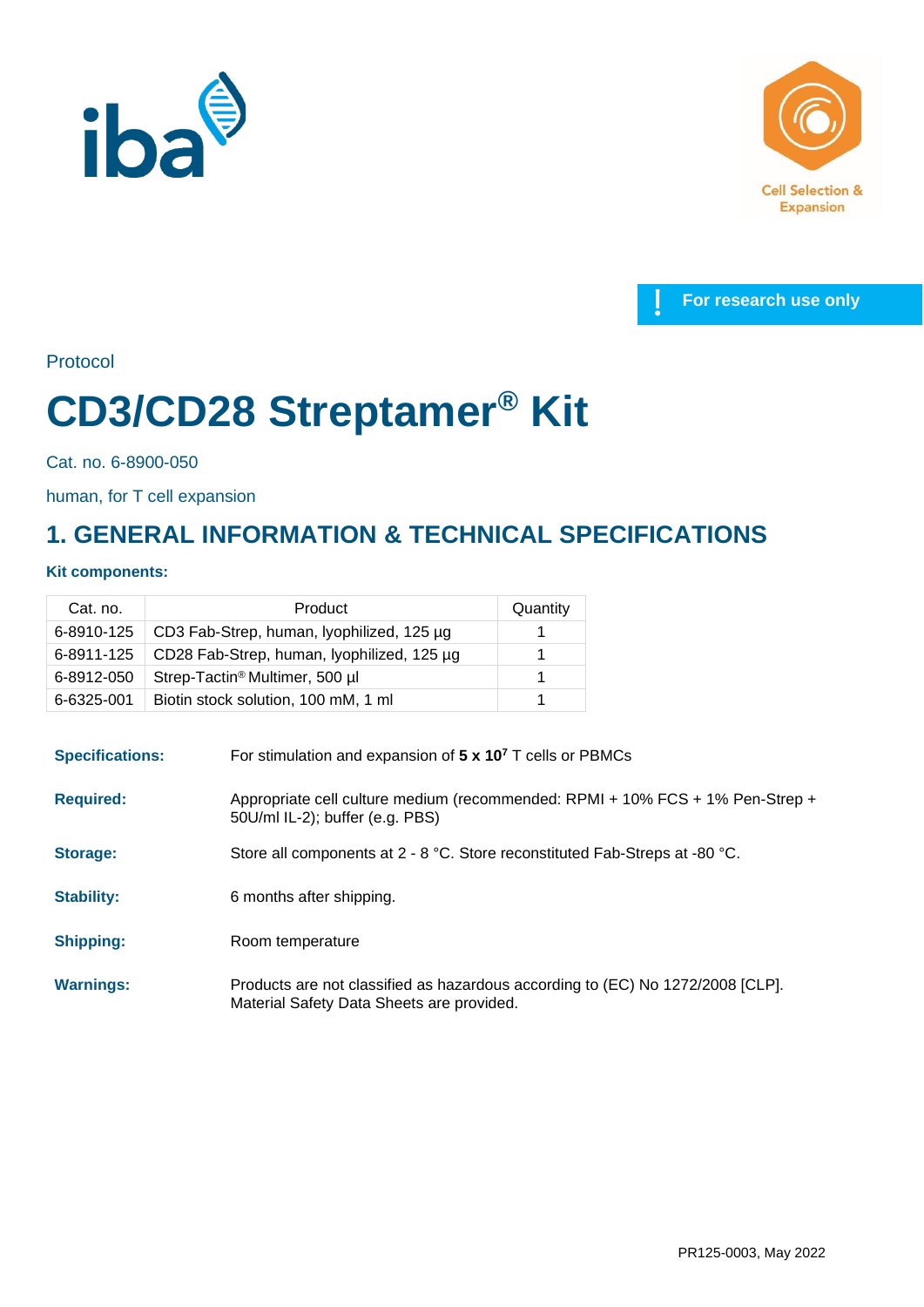For research use only

Protocol

# CD3/CD28 Streptamer® Kit

Cat. no. 6-8900-050

human, for T cell expansion

## 1. GENERAL INFORMATION & TECHNICAL SPECIFICATIONS

**Kit components:**

| Cat. no. | Product | Quantity |
|---|---|---|
| 6-8910-125 | CD3 Fab-Strep, human, lyophilized, 125 µg | 1 |
| 6-8911-125 | CD28 Fab-Strep, human, lyophilized, 125 µg | 1 |
| 6-8912-050 | Strep-Tactin® Multimer, 500 µl | 1 |
| 6-6325-001 | Biotin stock solution, 100 mM, 1 ml | 1 |

**Specifications:** For stimulation and expansion of **5 x $10^7$** T cells or PBMCs

**Required:** Appropriate cell culture medium (recommended: RPMI + 10% FCS + 1% Pen-Strep + 50U/ml IL-2); buffer (e.g. PBS)

**Storage:** Store all components at 2 - 8 °C. Store reconstituted Fab-Streps at -80 °C.

**Stability:** 6 months after shipping.

**Shipping:** Room temperature

**Warnings:** Products are not classified as hazardous according to (EC) No 1272/2008 [CLP]. Material Safety Data Sheets are provided.

PR125-0003, May 2022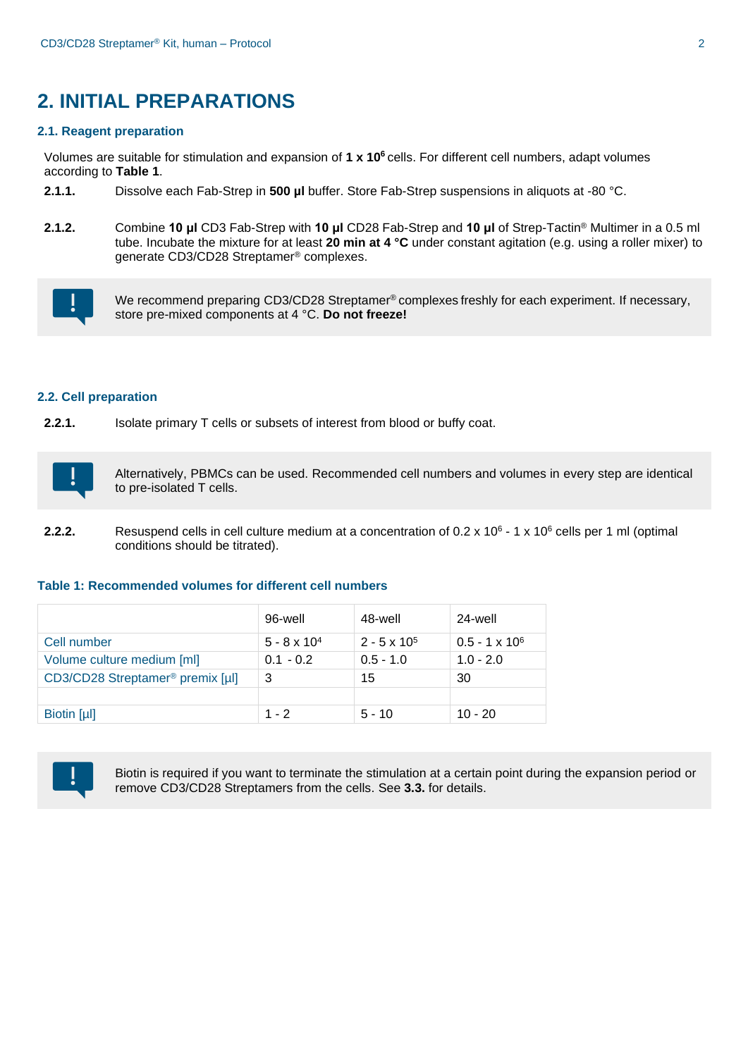# 2. INITIAL PREPARATIONS

## 2.1. Reagent preparation

Volumes are suitable for stimulation and expansion of **1 x 10⁶** cells. For different cell numbers, adapt volumes according to **Table 1**.

**2.1.1.** Dissolve each Fab-Strep in **500 µl** buffer. Store Fab-Strep suspensions in aliquots at -80 °C.

**2.1.2.** Combine **10 µl** CD3 Fab-Strep with **10 µl** CD28 Fab-Strep and **10 µl** of Strep-Tactin® Multimer in a 0.5 ml tube. Incubate the mixture for at least **20 min at 4 °C** under constant agitation (e.g. using a roller mixer) to generate CD3/CD28 Streptamer® complexes.

> **!** We recommend preparing CD3/CD28 Streptamer® complexes freshly for each experiment. If necessary, store pre-mixed components at 4 °C. **Do not freeze!**

## 2.2. Cell preparation

**2.2.1.** Isolate primary T cells or subsets of interest from blood or buffy coat.

> **!** Alternatively, PBMCs can be used. Recommended cell numbers and volumes in every step are identical to pre-isolated T cells.

**2.2.2.** Resuspend cells in cell culture medium at a concentration of 0.2 x $10^6$ - 1 x $10^6$ cells per 1 ml (optimal conditions should be titrated).

**Table 1: Recommended volumes for different cell numbers**

| | 96-well | 48-well | 24-well |
|---|---|---|---|
| Cell number | 5 - 8 x $10^4$ | 2 - 5 x $10^5$ | 0.5 - 1 x $10^6$ |
| Volume culture medium [ml] | 0.1 - 0.2 | 0.5 - 1.0 | 1.0 - 2.0 |
| CD3/CD28 Streptamer® premix [µl] | 3 | 15 | 30 |
| | | | |
| Biotin [µl] | 1 - 2 | 5 - 10 | 10 - 20 |

> **!** Biotin is required if you want to terminate the stimulation at a certain point during the expansion period or remove CD3/CD28 Streptamers from the cells. See **3.3.** for details.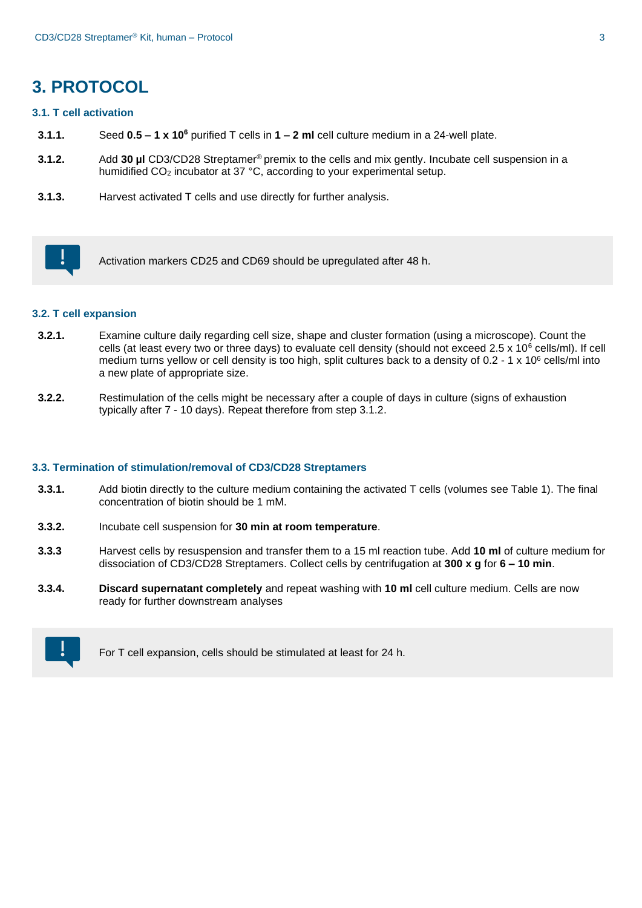# 3. PROTOCOL

## 3.1. T cell activation

**3.1.1.** Seed **0.5 – 1 x $10^6$** purified T cells in **1 – 2 ml** cell culture medium in a 24-well plate.

**3.1.2.** Add **30 µl** CD3/CD28 Streptamer® premix to the cells and mix gently. Incubate cell suspension in a humidified $CO_2$ incubator at 37 °C, according to your experimental setup.

**3.1.3.** Harvest activated T cells and use directly for further analysis.

> **!** Activation markers CD25 and CD69 should be upregulated after 48 h.

## 3.2. T cell expansion

**3.2.1.** Examine culture daily regarding cell size, shape and cluster formation (using a microscope). Count the cells (at least every two or three days) to evaluate cell density (should not exceed 2.5 x $10^6$ cells/ml). If cell medium turns yellow or cell density is too high, split cultures back to a density of 0.2 - 1 x $10^6$ cells/ml into a new plate of appropriate size.

**3.2.2.** Restimulation of the cells might be necessary after a couple of days in culture (signs of exhaustion typically after 7 - 10 days). Repeat therefore from step 3.1.2.

## 3.3. Termination of stimulation/removal of CD3/CD28 Streptamers

**3.3.1.** Add biotin directly to the culture medium containing the activated T cells (volumes see Table 1). The final concentration of biotin should be 1 mM.

**3.3.2.** Incubate cell suspension for **30 min at room temperature**.

**3.3.3** Harvest cells by resuspension and transfer them to a 15 ml reaction tube. Add **10 ml** of culture medium for dissociation of CD3/CD28 Streptamers. Collect cells by centrifugation at **300 x g** for **6 – 10 min**.

**3.3.4.** **Discard supernatant completely** and repeat washing with **10 ml** cell culture medium. Cells are now ready for further downstream analyses

> **!** For T cell expansion, cells should be stimulated at least for 24 h.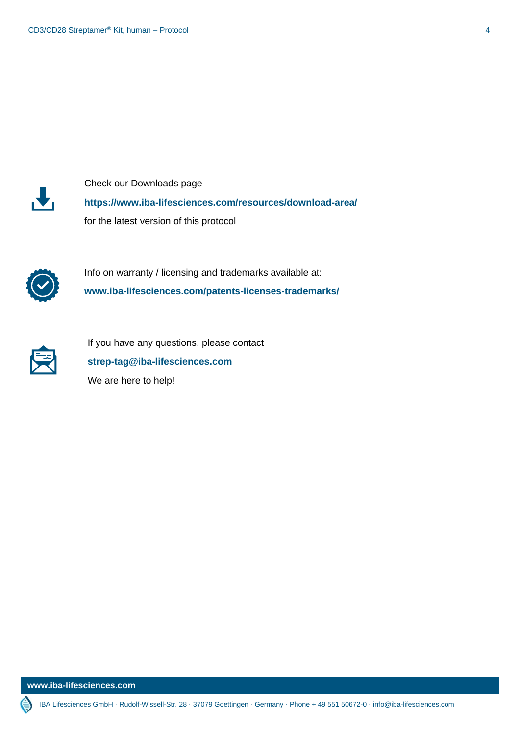Check our Downloads page

**https://www.iba-lifesciences.com/resources/download-area/**

for the latest version of this protocol

Info on warranty / licensing and trademarks available at:

**www.iba-lifesciences.com/patents-licenses-trademarks/**

If you have any questions, please contact

**strep-tag@iba-lifesciences.com**

We are here to help!

**www.iba-lifesciences.com**

IBA Lifesciences GmbH · Rudolf-Wissell-Str. 28 · 37079 Goettingen · Germany · Phone + 49 551 50672-0 · info@iba-lifesciences.com